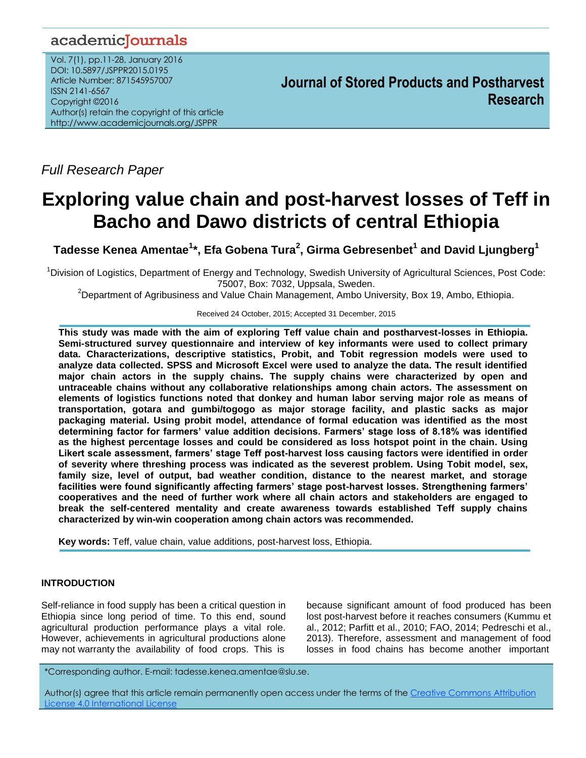Full Research Paper

# Exploring value chain and post-harvest losses of Teff in Bacho and Dawo districts of central Ethiopia

**Tadesse Kenea Amentae[1]*, Efa Gobena Tura[2], Girma Gebresenbet[1] and David Ljungberg[1]**

[1]Division of Logistics, Department of Energy and Technology, Swedish University of Agricultural Sciences, Post Code: 75007, Box: 7032, Uppsala, Sweden.

[2]Department of Agribusiness and Value Chain Management, Ambo University, Box 19, Ambo, Ethiopia.

Received 24 October, 2015; Accepted 31 December, 2015

**This study was made with the aim of exploring Teff value chain and postharvest-losses in Ethiopia. Semi-structured survey questionnaire and interview of key informants were used to collect primary data. Characterizations, descriptive statistics, Probit, and Tobit regression models were used to analyze data collected. SPSS and Microsoft Excel were used to analyze the data. The result identified major chain actors in the supply chains. The supply chains were characterized by open and untraceable chains without any collaborative relationships among chain actors. The assessment on elements of logistics functions noted that donkey and human labor serving major role as means of transportation, gotara and gumbi/togogo as major storage facility, and plastic sacks as major packaging material. Using probit model, attendance of formal education was identified as the most determining factor for farmers' value addition decisions. Farmers' stage loss of 8.18% was identified as the highest percentage losses and could be considered as loss hotspot point in the chain. Using Likert scale assessment, farmers' stage Teff post-harvest loss causing factors were identified in order of severity where threshing process was indicated as the severest problem. Using Tobit model, sex, family size, level of output, bad weather condition, distance to the nearest market, and storage facilities were found significantly affecting farmers' stage post-harvest losses. Strengthening farmers' cooperatives and the need of further work where all chain actors and stakeholders are engaged to break the self-centered mentality and create awareness towards established Teff supply chains characterized by win-win cooperation among chain actors was recommended.**

**Key words:** Teff, value chain, value additions, post-harvest loss, Ethiopia.

## INTRODUCTION

Self-reliance in food supply has been a critical question in Ethiopia since long period of time. To this end, sound agricultural production performance plays a vital role. However, achievements in agricultural productions alone may not warranty the availability of food crops. This is because significant amount of food produced has been lost post-harvest before it reaches consumers (Kummu et al., 2012; Parfitt et al., 2010; FAO, 2014; Pedreschi et al., 2013). Therefore, assessment and management of food losses in food chains has become another important

*Corresponding author. E-mail: tadesse.kenea.amentae@slu.se.

Author(s) agree that this article remain permanently open access under the terms of the Creative Commons Attribution License 4.0 International License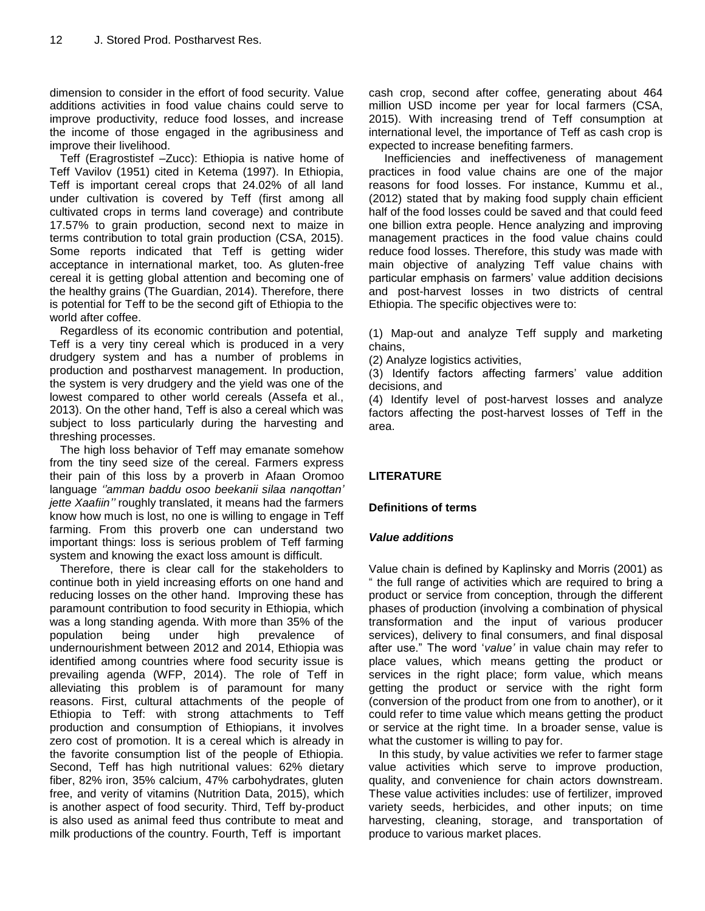dimension to consider in the effort of food security. Value additions activities in food value chains could serve to improve productivity, reduce food losses, and increase the income of those engaged in the agribusiness and improve their livelihood.

Teff (Eragrostistef –Zucc): Ethiopia is native home of Teff Vavilov (1951) cited in Ketema (1997). In Ethiopia, Teff is important cereal crops that 24.02% of all land under cultivation is covered by Teff (first among all cultivated crops in terms land coverage) and contribute 17.57% to grain production, second next to maize in terms contribution to total grain production (CSA, 2015). Some reports indicated that Teff is getting wider acceptance in international market, too. As gluten-free cereal it is getting global attention and becoming one of the healthy grains (The Guardian, 2014). Therefore, there is potential for Teff to be the second gift of Ethiopia to the world after coffee.

Regardless of its economic contribution and potential, Teff is a very tiny cereal which is produced in a very drudgery system and has a number of problems in production and postharvest management. In production, the system is very drudgery and the yield was one of the lowest compared to other world cereals (Assefa et al., 2013). On the other hand, Teff is also a cereal which was subject to loss particularly during the harvesting and threshing processes.

The high loss behavior of Teff may emanate somehow from the tiny seed size of the cereal. Farmers express their pain of this loss by a proverb in Afaan Oromoo language *''amman baddu osoo beekanii silaa nanqottan' jette Xaafiin''* roughly translated, it means had the farmers know how much is lost, no one is willing to engage in Teff farming. From this proverb one can understand two important things: loss is serious problem of Teff farming system and knowing the exact loss amount is difficult.

Therefore, there is clear call for the stakeholders to continue both in yield increasing efforts on one hand and reducing losses on the other hand. Improving these has paramount contribution to food security in Ethiopia, which was a long standing agenda. With more than 35% of the population being under high prevalence of undernourishment between 2012 and 2014, Ethiopia was identified among countries where food security issue is prevailing agenda (WFP, 2014). The role of Teff in alleviating this problem is of paramount for many reasons. First, cultural attachments of the people of Ethiopia to Teff: with strong attachments to Teff production and consumption of Ethiopians, it involves zero cost of promotion. It is a cereal which is already in the favorite consumption list of the people of Ethiopia. Second, Teff has high nutritional values: 62% dietary fiber, 82% iron, 35% calcium, 47% carbohydrates, gluten free, and verity of vitamins (Nutrition Data, 2015), which is another aspect of food security. Third, Teff by-product is also used as animal feed thus contribute to meat and milk productions of the country. Fourth, Teff is important cash crop, second after coffee, generating about 464 million USD income per year for local farmers (CSA, 2015). With increasing trend of Teff consumption at international level, the importance of Teff as cash crop is expected to increase benefiting farmers.

Inefficiencies and ineffectiveness of management practices in food value chains are one of the major reasons for food losses. For instance, Kummu et al., (2012) stated that by making food supply chain efficient half of the food losses could be saved and that could feed one billion extra people. Hence analyzing and improving management practices in the food value chains could reduce food losses. Therefore, this study was made with main objective of analyzing Teff value chains with particular emphasis on farmers' value addition decisions and post-harvest losses in two districts of central Ethiopia. The specific objectives were to:

(1) Map-out and analyze Teff supply and marketing chains,
(2) Analyze logistics activities,
(3) Identify factors affecting farmers' value addition decisions, and
(4) Identify level of post-harvest losses and analyze factors affecting the post-harvest losses of Teff in the area.

## LITERATURE

### Definitions of terms

#### *Value additions*

Value chain is defined by Kaplinsky and Morris (2001) as " the full range of activities which are required to bring a product or service from conception, through the different phases of production (involving a combination of physical transformation and the input of various producer services), delivery to final consumers, and final disposal after use." The word '*value'* in value chain may refer to place values, which means getting the product or services in the right place; form value, which means getting the product or service with the right form (conversion of the product from one from to another), or it could refer to time value which means getting the product or service at the right time. In a broader sense, value is what the customer is willing to pay for.

In this study, by value activities we refer to farmer stage value activities which serve to improve production, quality, and convenience for chain actors downstream. These value activities includes: use of fertilizer, improved variety seeds, herbicides, and other inputs; on time harvesting, cleaning, storage, and transportation of produce to various market places.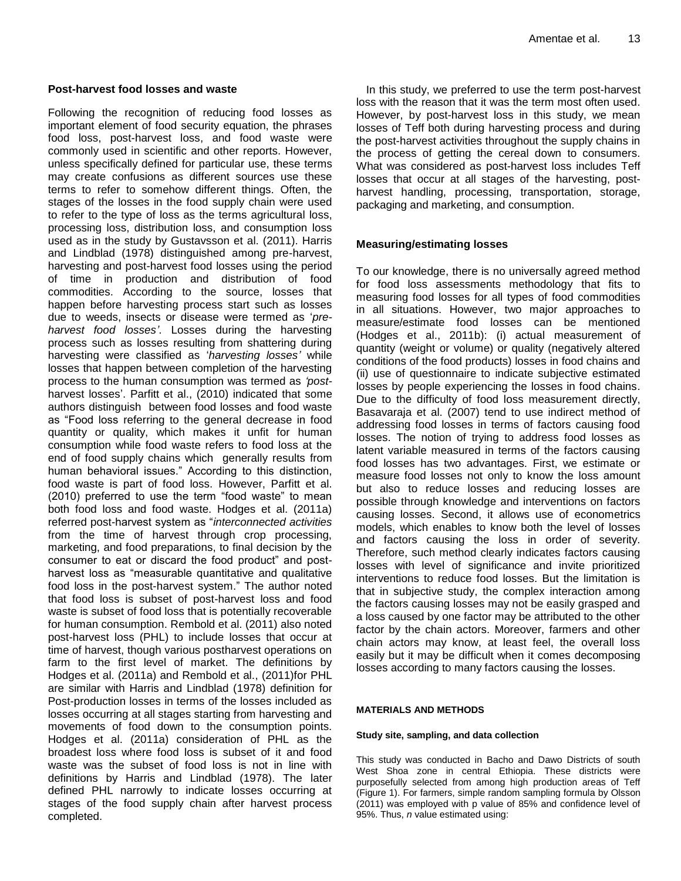### Post-harvest food losses and waste

Following the recognition of reducing food losses as important element of food security equation, the phrases food loss, post-harvest loss, and food waste were commonly used in scientific and other reports. However, unless specifically defined for particular use, these terms may create confusions as different sources use these terms to refer to somehow different things. Often, the stages of the losses in the food supply chain were used to refer to the type of loss as the terms agricultural loss, processing loss, distribution loss, and consumption loss used as in the study by Gustavsson et al. (2011). Harris and Lindblad (1978) distinguished among pre-harvest, harvesting and post-harvest food losses using the period of time in production and distribution of food commodities. According to the source, losses that happen before harvesting process start such as losses due to weeds, insects or disease were termed as '*pre-harvest food losses'*. Losses during the harvesting process such as losses resulting from shattering during harvesting were classified as '*harvesting losses'* while losses that happen between completion of the harvesting process to the human consumption was termed as *'post*-harvest losses'. Parfitt et al., (2010) indicated that some authors distinguish between food losses and food waste as "Food loss referring to the general decrease in food quantity or quality, which makes it unfit for human consumption while food waste refers to food loss at the end of food supply chains which generally results from human behavioral issues." According to this distinction, food waste is part of food loss. However, Parfitt et al. (2010) preferred to use the term "food waste" to mean both food loss and food waste. Hodges et al. (2011a) referred post-harvest system as "*interconnected activities* from the time of harvest through crop processing, marketing, and food preparations, to final decision by the consumer to eat or discard the food product" and post-harvest loss as "measurable quantitative and qualitative food loss in the post-harvest system." The author noted that food loss is subset of post-harvest loss and food waste is subset of food loss that is potentially recoverable for human consumption. Rembold et al. (2011) also noted post-harvest loss (PHL) to include losses that occur at time of harvest, though various postharvest operations on farm to the first level of market. The definitions by Hodges et al. (2011a) and Rembold et al., (2011)for PHL are similar with Harris and Lindblad (1978) definition for Post-production losses in terms of the losses included as losses occurring at all stages starting from harvesting and movements of food down to the consumption points. Hodges et al. (2011a) consideration of PHL as the broadest loss where food loss is subset of it and food waste was the subset of food loss is not in line with definitions by Harris and Lindblad (1978). The later defined PHL narrowly to indicate losses occurring at stages of the food supply chain after harvest process completed.

In this study, we preferred to use the term post-harvest loss with the reason that it was the term most often used. However, by post-harvest loss in this study, we mean losses of Teff both during harvesting process and during the post-harvest activities throughout the supply chains in the process of getting the cereal down to consumers. What was considered as post-harvest loss includes Teff losses that occur at all stages of the harvesting, post-harvest handling, processing, transportation, storage, packaging and marketing, and consumption.

### Measuring/estimating losses

To our knowledge, there is no universally agreed method for food loss assessments methodology that fits to measuring food losses for all types of food commodities in all situations. However, two major approaches to measure/estimate food losses can be mentioned (Hodges et al., 2011b): (i) actual measurement of quantity (weight or volume) or quality (negatively altered conditions of the food products) losses in food chains and (ii) use of questionnaire to indicate subjective estimated losses by people experiencing the losses in food chains. Due to the difficulty of food loss measurement directly, Basavaraja et al. (2007) tend to use indirect method of addressing food losses in terms of factors causing food losses. The notion of trying to address food losses as latent variable measured in terms of the factors causing food losses has two advantages. First, we estimate or measure food losses not only to know the loss amount but also to reduce losses and reducing losses are possible through knowledge and interventions on factors causing losses. Second, it allows use of econometrics models, which enables to know both the level of losses and factors causing the loss in order of severity. Therefore, such method clearly indicates factors causing losses with level of significance and invite prioritized interventions to reduce food losses. But the limitation is that in subjective study, the complex interaction among the factors causing losses may not be easily grasped and a loss caused by one factor may be attributed to the other factor by the chain actors. Moreover, farmers and other chain actors may know, at least feel, the overall loss easily but it may be difficult when it comes decomposing losses according to many factors causing the losses.

## MATERIALS AND METHODS

### Study site, sampling, and data collection

This study was conducted in Bacho and Dawo Districts of south West Shoa zone in central Ethiopia. These districts were purposefully selected from among high production areas of Teff (Figure 1). For farmers, simple random sampling formula by Olsson (2011) was employed with p value of 85% and confidence level of 95%. Thus, *n* value estimated using: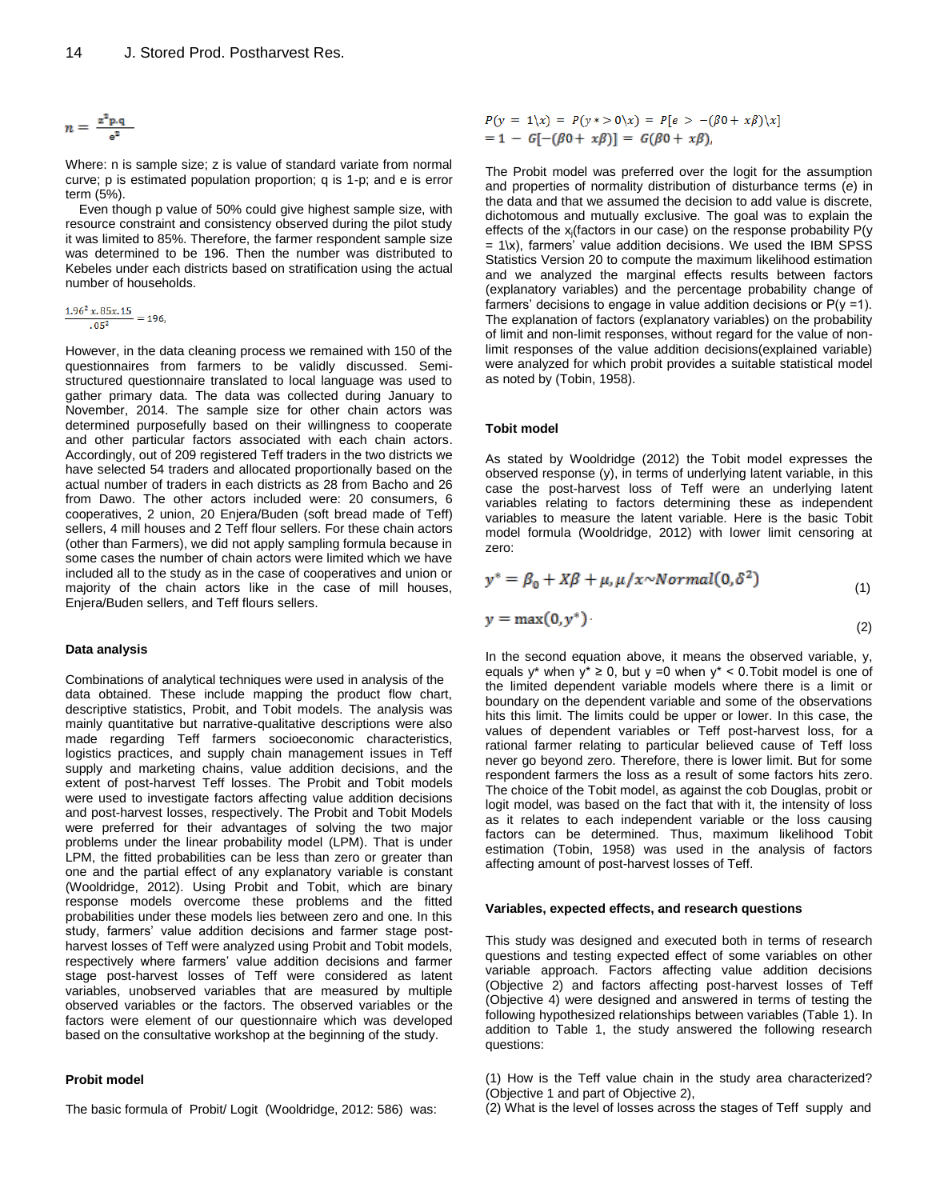$$n = \frac{z^2 p.q}{e^2}$$

Where: n is sample size; z is value of standard variate from normal curve; p is estimated population proportion; q is 1-p; and e is error term (5%).

Even though p value of 50% could give highest sample size, with resource constraint and consistency observed during the pilot study it was limited to 85%. Therefore, the farmer respondent sample size was determined to be 196. Then the number was distributed to Kebeles under each districts based on stratification using the actual number of households.

$$\frac{1.96^2 x.85x.15}{.05^2} = 196,$$

However, in the data cleaning process we remained with 150 of the questionnaires from farmers to be validly discussed. Semi-structured questionnaire translated to local language was used to gather primary data. The data was collected during January to November, 2014. The sample size for other chain actors was determined purposefully based on their willingness to cooperate and other particular factors associated with each chain actors. Accordingly, out of 209 registered Teff traders in the two districts we have selected 54 traders and allocated proportionally based on the actual number of traders in each districts as 28 from Bacho and 26 from Dawo. The other actors included were: 20 consumers, 6 cooperatives, 2 union, 20 Enjera/Buden (soft bread made of Teff) sellers, 4 mill houses and 2 Teff flour sellers. For these chain actors (other than Farmers), we did not apply sampling formula because in some cases the number of chain actors were limited which we have included all to the study as in the case of cooperatives and union or majority of the chain actors like in the case of mill houses, Enjera/Buden sellers, and Teff flours sellers.

### Data analysis

Combinations of analytical techniques were used in analysis of the data obtained. These include mapping the product flow chart, descriptive statistics, Probit, and Tobit models. The analysis was mainly quantitative but narrative-qualitative descriptions were also made regarding Teff farmers socioeconomic characteristics, logistics practices, and supply chain management issues in Teff supply and marketing chains, value addition decisions, and the extent of post-harvest Teff losses. The Probit and Tobit models were used to investigate factors affecting value addition decisions and post-harvest losses, respectively. The Probit and Tobit Models were preferred for their advantages of solving the two major problems under the linear probability model (LPM). That is under LPM, the fitted probabilities can be less than zero or greater than one and the partial effect of any explanatory variable is constant (Wooldridge, 2012). Using Probit and Tobit, which are binary response models overcome these problems and the fitted probabilities under these models lies between zero and one. In this study, farmers' value addition decisions and farmer stage post-harvest losses of Teff were analyzed using Probit and Tobit models, respectively where farmers' value addition decisions and farmer stage post-harvest losses of Teff were considered as latent variables, unobserved variables that are measured by multiple observed variables or the factors. The observed variables or the factors were element of our questionnaire which was developed based on the consultative workshop at the beginning of the study.

### Probit model

The basic formula of Probit/ Logit (Wooldridge, 2012: 586) was:

$$P(y = 1\backslash x) = P(y* > 0\backslash x) = P[e > -(\beta 0 + x\beta)\backslash x]$$
$$= 1 - G[-(\beta 0 + x\beta)] = G(\beta 0 + x\beta),$$

The Probit model was preferred over the logit for the assumption and properties of normality distribution of disturbance terms (e) in the data and that we assumed the decision to add value is discrete, dichotomous and mutually exclusive. The goal was to explain the effects of the $x_j$(factors in our case) on the response probability P(y = 1\x), farmers' value addition decisions. We used the IBM SPSS Statistics Version 20 to compute the maximum likelihood estimation and we analyzed the marginal effects results between factors (explanatory variables) and the percentage probability change of farmers' decisions to engage in value addition decisions or P(y =1). The explanation of factors (explanatory variables) on the probability of limit and non-limit responses, without regard for the value of non-limit responses of the value addition decisions(explained variable) were analyzed for which probit provides a suitable statistical model as noted by (Tobin, 1958).

### Tobit model

As stated by Wooldridge (2012) the Tobit model expresses the observed response (y), in terms of underlying latent variable, in this case the post-harvest loss of Teff were an underlying latent variables relating to factors determining these as independent variables to measure the latent variable. Here is the basic Tobit model formula (Wooldridge, 2012) with lower limit censoring at zero:

$$y^* = \beta_0 + X\beta + \mu, \mu/x \sim Normal(0, \delta^2) \tag{1}$$

$$y = \max(0, y^*) \tag{2}$$

In the second equation above, it means the observed variable, y, equals y* when y* ≥ 0, but y =0 when y* < 0.Tobit model is one of the limited dependent variable models where there is a limit or boundary on the dependent variable and some of the observations hits this limit. The limits could be upper or lower. In this case, the values of dependent variables or Teff post-harvest loss, for a rational farmer relating to particular believed cause of Teff loss never go beyond zero. Therefore, there is lower limit. But for some respondent farmers the loss as a result of some factors hits zero. The choice of the Tobit model, as against the cob Douglas, probit or logit model, was based on the fact that with it, the intensity of loss as it relates to each independent variable or the loss causing factors can be determined. Thus, maximum likelihood Tobit estimation (Tobin, 1958) was used in the analysis of factors affecting amount of post-harvest losses of Teff.

### Variables, expected effects, and research questions

This study was designed and executed both in terms of research questions and testing expected effect of some variables on other variable approach. Factors affecting value addition decisions (Objective 2) and factors affecting post-harvest losses of Teff (Objective 4) were designed and answered in terms of testing the following hypothesized relationships between variables (Table 1). In addition to Table 1, the study answered the following research questions:

(1) How is the Teff value chain in the study area characterized? (Objective 1 and part of Objective 2),
(2) What is the level of losses across the stages of Teff supply and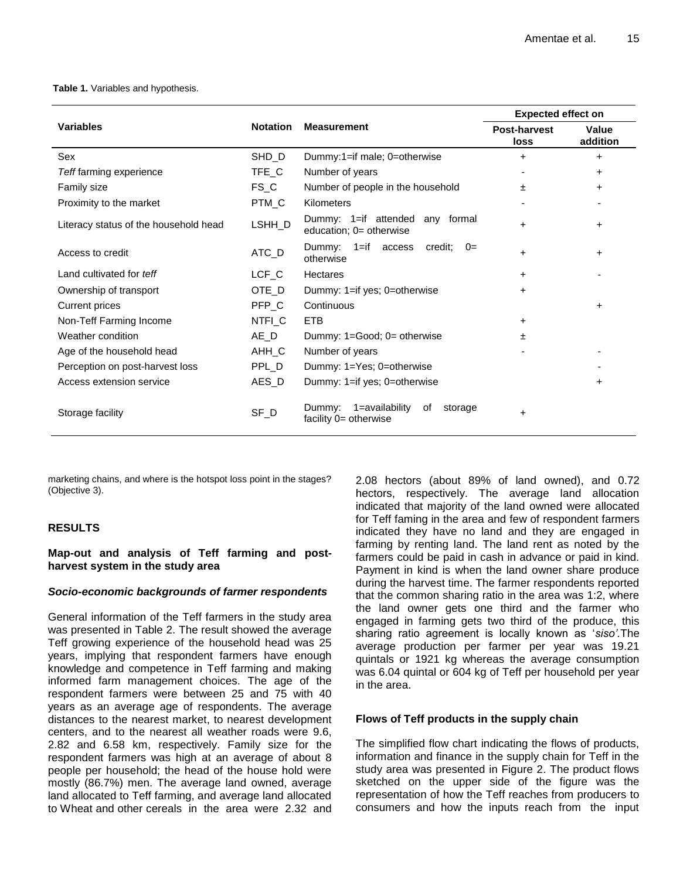**Table 1.** Variables and hypothesis.

| Variables | Notation | Measurement | Expected effect on | |
|---|---|---|---|---|
| | | | **Post-harvest loss** | **Value addition** |
| Sex | SHD_D | Dummy:1=if male; 0=otherwise | + | + |
| *Teff* farming experience | TFE_C | Number of years | - | + |
| Family size | FS_C | Number of people in the household | ± | + |
| Proximity to the market | PTM_C | Kilometers | - | - |
| Literacy status of the household head | LSHH_D | Dummy: 1=if attended any formal education; 0= otherwise | + | + |
| Access to credit | ATC_D | Dummy: 1=if access credit; 0= otherwise | + | + |
| Land cultivated for *teff* | LCF_C | Hectares | + | - |
| Ownership of transport | OTE_D | Dummy: 1=if yes; 0=otherwise | + | |
| Current prices | PFP_C | Continuous | | + |
| Non-Teff Farming Income | NTFI_C | ETB | + | |
| Weather condition | AE_D | Dummy: 1=Good; 0= otherwise | ± | |
| Age of the household head | AHH_C | Number of years | - | - |
| Perception on post-harvest loss | PPL_D | Dummy: 1=Yes; 0=otherwise | | - |
| Access extension service | AES_D | Dummy: 1=if yes; 0=otherwise | | + |
| Storage facility | SF_D | Dummy: 1=availability of storage facility 0= otherwise | + | |

marketing chains, and where is the hotspot loss point in the stages? (Objective 3).

## RESULTS

### Map-out and analysis of Teff farming and post-harvest system in the study area

#### *Socio-economic backgrounds of farmer respondents*

General information of the Teff farmers in the study area was presented in Table 2. The result showed the average Teff growing experience of the household head was 25 years, implying that respondent farmers have enough knowledge and competence in Teff farming and making informed farm management choices. The age of the respondent farmers were between 25 and 75 with 40 years as an average age of respondents. The average distances to the nearest market, to nearest development centers, and to the nearest all weather roads were 9.6, 2.82 and 6.58 km, respectively. Family size for the respondent farmers was high at an average of about 8 people per household; the head of the house hold were mostly (86.7%) men. The average land owned, average land allocated to Teff farming, and average land allocated to Wheat and other cereals in the area were 2.32 and 2.08 hectors (about 89% of land owned), and 0.72 hectors, respectively. The average land allocation indicated that majority of the land owned were allocated for Teff faming in the area and few of respondent farmers indicated they have no land and they are engaged in farming by renting land. The land rent as noted by the farmers could be paid in cash in advance or paid in kind. Payment in kind is when the land owner share produce during the harvest time. The farmer respondents reported that the common sharing ratio in the area was 1:2, where the land owner gets one third and the farmer who engaged in farming gets two third of the produce, this sharing ratio agreement is locally known as '*siso'*.The average production per farmer per year was 19.21 quintals or 1921 kg whereas the average consumption was 6.04 quintal or 604 kg of Teff per household per year in the area.

### Flows of Teff products in the supply chain

The simplified flow chart indicating the flows of products, information and finance in the supply chain for Teff in the study area was presented in Figure 2. The product flows sketched on the upper side of the figure was the representation of how the Teff reaches from producers to consumers and how the inputs reach from the input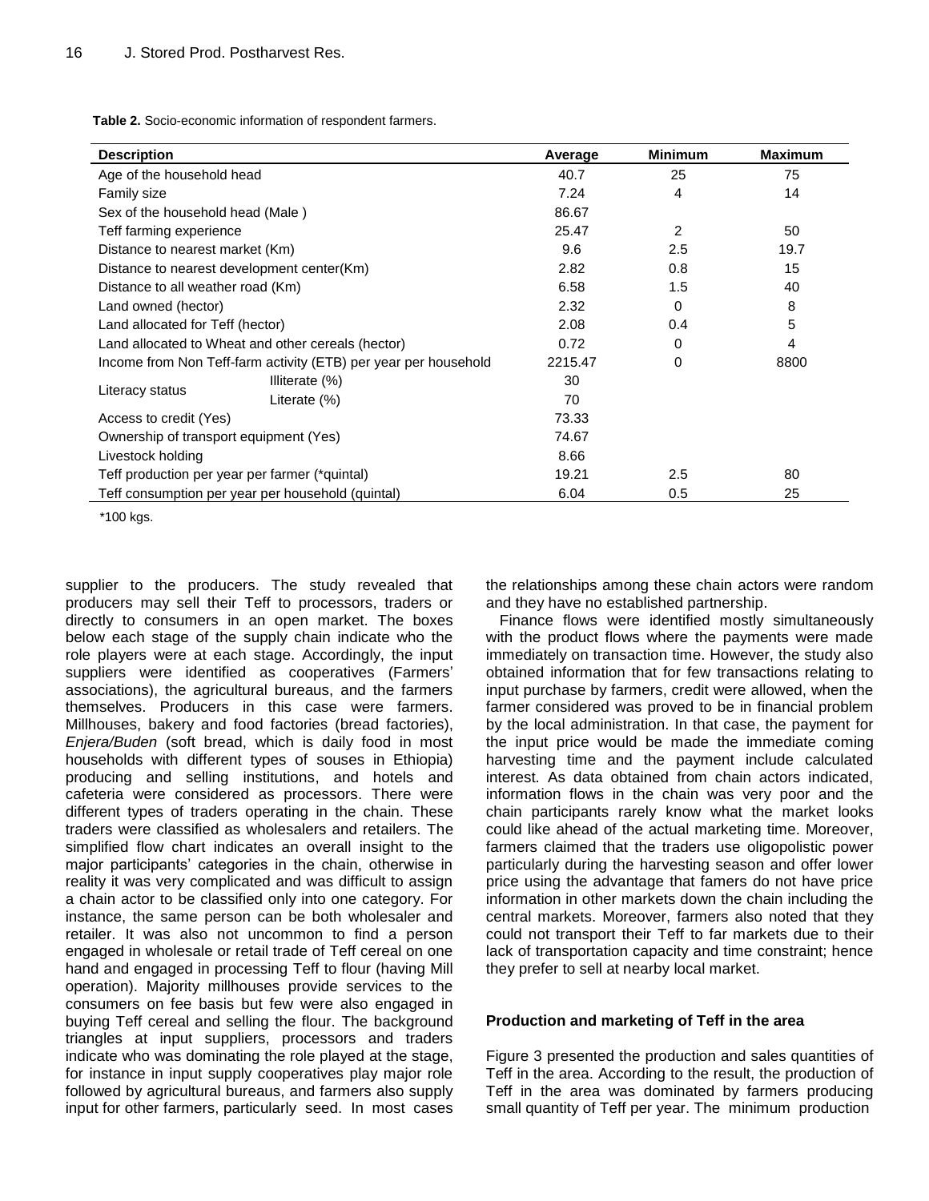**Table 2.** Socio-economic information of respondent farmers.

| Description | | Average | Minimum | Maximum |
|---|---|---|---|---|
| Age of the household head | | 40.7 | 25 | 75 |
| Family size | | 7.24 | 4 | 14 |
| Sex of the household head (Male ) | | 86.67 | | |
| Teff farming experience | | 25.47 | 2 | 50 |
| Distance to nearest market (Km) | | 9.6 | 2.5 | 19.7 |
| Distance to nearest development center(Km) | | 2.82 | 0.8 | 15 |
| Distance to all weather road (Km) | | 6.58 | 1.5 | 40 |
| Land owned (hector) | | 2.32 | 0 | 8 |
| Land allocated for Teff (hector) | | 2.08 | 0.4 | 5 |
| Land allocated to Wheat and other cereals (hector) | | 0.72 | 0 | 4 |
| Income from Non Teff-farm activity (ETB) per year per household | | 2215.47 | 0 | 8800 |
| Literacy status | Illiterate (%) | 30 | | |
| | Literate (%) | 70 | | |
| Access to credit (Yes) | | 73.33 | | |
| Ownership of transport equipment (Yes) | | 74.67 | | |
| Livestock holding | | 8.66 | | |
| Teff production per year per farmer (*quintal) | | 19.21 | 2.5 | 80 |
| Teff consumption per year per household (quintal) | | 6.04 | 0.5 | 25 |

*100 kgs.

supplier to the producers. The study revealed that producers may sell their Teff to processors, traders or directly to consumers in an open market. The boxes below each stage of the supply chain indicate who the role players were at each stage. Accordingly, the input suppliers were identified as cooperatives (Farmers' associations), the agricultural bureaus, and the farmers themselves. Producers in this case were farmers. Millhouses, bakery and food factories (bread factories), *Enjera/Buden* (soft bread, which is daily food in most households with different types of souses in Ethiopia) producing and selling institutions, and hotels and cafeteria were considered as processors. There were different types of traders operating in the chain. These traders were classified as wholesalers and retailers. The simplified flow chart indicates an overall insight to the major participants' categories in the chain, otherwise in reality it was very complicated and was difficult to assign a chain actor to be classified only into one category. For instance, the same person can be both wholesaler and retailer. It was also not uncommon to find a person engaged in wholesale or retail trade of Teff cereal on one hand and engaged in processing Teff to flour (having Mill operation). Majority millhouses provide services to the consumers on fee basis but few were also engaged in buying Teff cereal and selling the flour. The background triangles at input suppliers, processors and traders indicate who was dominating the role played at the stage, for instance in input supply cooperatives play major role followed by agricultural bureaus, and farmers also supply input for other farmers, particularly seed. In most cases the relationships among these chain actors were random and they have no established partnership.

Finance flows were identified mostly simultaneously with the product flows where the payments were made immediately on transaction time. However, the study also obtained information that for few transactions relating to input purchase by farmers, credit were allowed, when the farmer considered was proved to be in financial problem by the local administration. In that case, the payment for the input price would be made the immediate coming harvesting time and the payment include calculated interest. As data obtained from chain actors indicated, information flows in the chain was very poor and the chain participants rarely know what the market looks could like ahead of the actual marketing time. Moreover, farmers claimed that the traders use oligopolistic power particularly during the harvesting season and offer lower price using the advantage that famers do not have price information in other markets down the chain including the central markets. Moreover, farmers also noted that they could not transport their Teff to far markets due to their lack of transportation capacity and time constraint; hence they prefer to sell at nearby local market.

## Production and marketing of Teff in the area

Figure 3 presented the production and sales quantities of Teff in the area. According to the result, the production of Teff in the area was dominated by farmers producing small quantity of Teff per year. The minimum production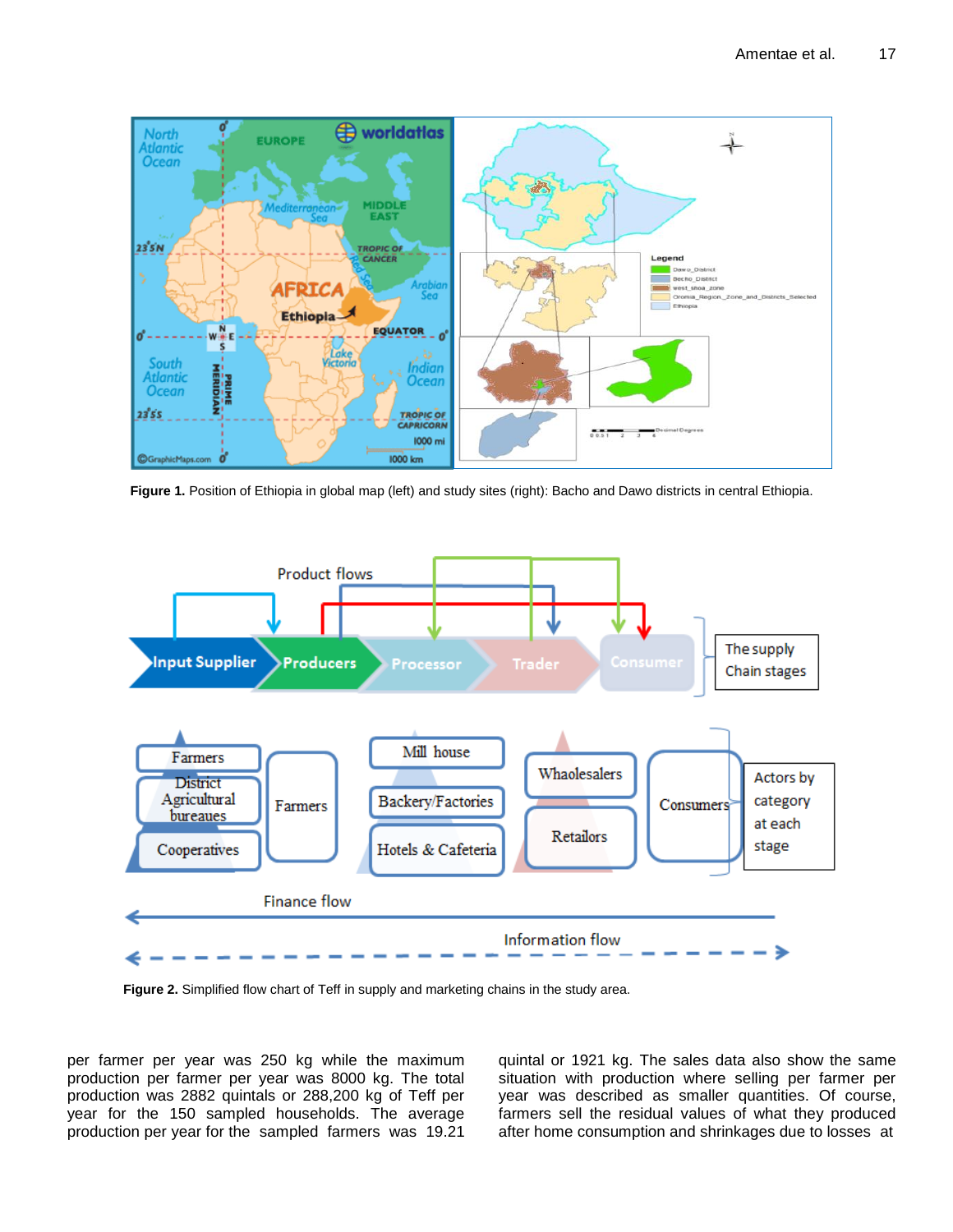Figure 1. Position of Ethiopia in global map (left) and study sites (right): Bacho and Dawo districts in central Ethiopia.

Figure 2. Simplified flow chart of Teff in supply and marketing chains in the study area.

per farmer per year was 250 kg while the maximum production per farmer per year was 8000 kg. The total production was 2882 quintals or 288,200 kg of Teff per year for the 150 sampled households. The average production per year for the sampled farmers was 19.21 quintal or 1921 kg. The sales data also show the same situation with production where selling per farmer per year was described as smaller quantities. Of course, farmers sell the residual values of what they produced after home consumption and shrinkages due to losses at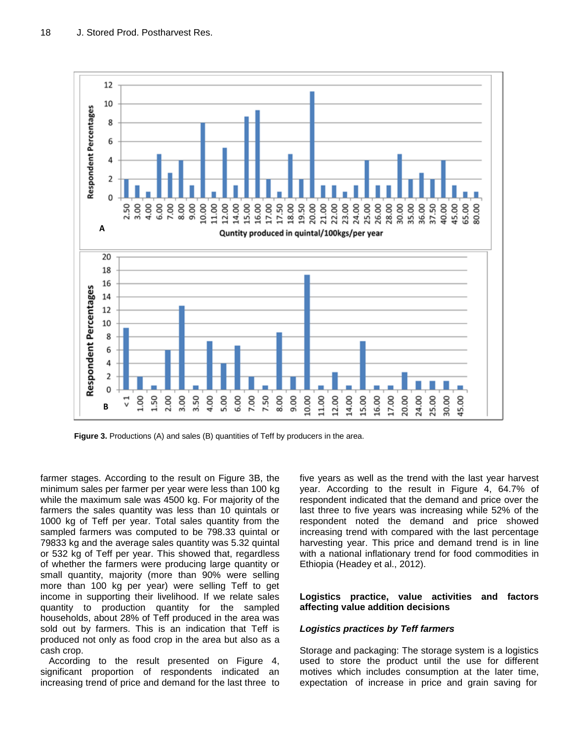Figure 3. Productions (A) and sales (B) quantities of Teff by producers in the area.

farmer stages. According to the result on Figure 3B, the minimum sales per farmer per year were less than 100 kg while the maximum sale was 4500 kg. For majority of the farmers the sales quantity was less than 10 quintals or 1000 kg of Teff per year. Total sales quantity from the sampled farmers was computed to be 798.33 quintal or 79833 kg and the average sales quantity was 5.32 quintal or 532 kg of Teff per year. This showed that, regardless of whether the farmers were producing large quantity or small quantity, majority (more than 90% were selling more than 100 kg per year) were selling Teff to get income in supporting their livelihood. If we relate sales quantity to production quantity for the sampled households, about 28% of Teff produced in the area was sold out by farmers. This is an indication that Teff is produced not only as food crop in the area but also as a cash crop.

According to the result presented on Figure 4, significant proportion of respondents indicated an increasing trend of price and demand for the last three to five years as well as the trend with the last year harvest year. According to the result in Figure 4, 64.7% of respondent indicated that the demand and price over the last three to five years was increasing while 52% of the respondent noted the demand and price showed increasing trend with compared with the last percentage harvesting year. This price and demand trend is in line with a national inflationary trend for food commodities in Ethiopia (Headey et al., 2012).

## Logistics practice, value activities and factors affecting value addition decisions

### *Logistics practices by Teff farmers*

Storage and packaging: The storage system is a logistics used to store the product until the use for different motives which includes consumption at the later time, expectation of increase in price and grain saving for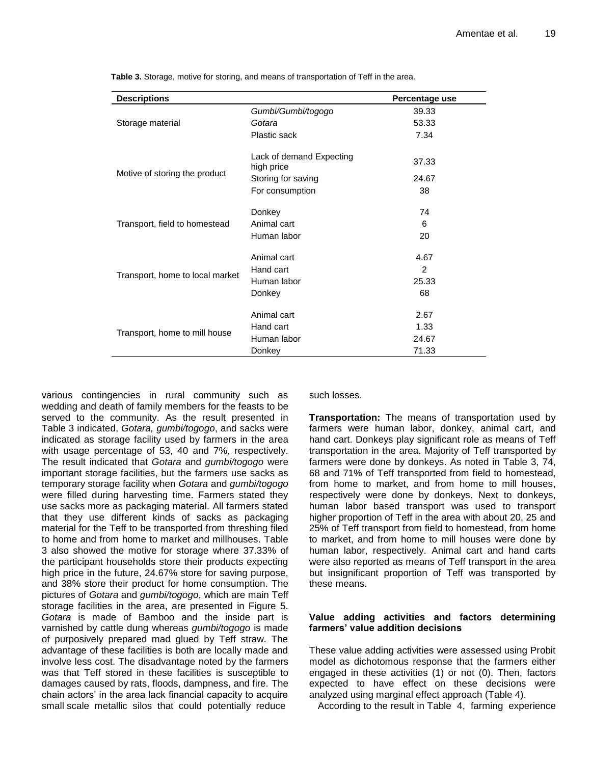**Table 3.** Storage, motive for storing, and means of transportation of Teff in the area.

| Descriptions | | Percentage use |
|---|---|---|
| Storage material | *Gumbi/Gumbi/togogo* | 39.33 |
| | *Gotara* | 53.33 |
| | Plastic sack | 7.34 |
| Motive of storing the product | Lack of demand Expecting high price | 37.33 |
| | Storing for saving | 24.67 |
| | For consumption | 38 |
| Transport, field to homestead | Donkey | 74 |
| | Animal cart | 6 |
| | Human labor | 20 |
| Transport, home to local market | Animal cart | 4.67 |
| | Hand cart | 2 |
| | Human labor | 25.33 |
| | Donkey | 68 |
| Transport, home to mill house | Animal cart | 2.67 |
| | Hand cart | 1.33 |
| | Human labor | 24.67 |
| | Donkey | 71.33 |

various contingencies in rural community such as wedding and death of family members for the feasts to be served to the community. As the result presented in Table 3 indicated, *Gotara, gumbi/togogo*, and sacks were indicated as storage facility used by farmers in the area with usage percentage of 53, 40 and 7%, respectively. The result indicated that *Gotara* and *gumbi/togogo* were important storage facilities, but the farmers use sacks as temporary storage facility when *Gotara* and *gumbi/togogo* were filled during harvesting time. Farmers stated they use sacks more as packaging material. All farmers stated that they use different kinds of sacks as packaging material for the Teff to be transported from threshing filed to home and from home to market and millhouses. Table 3 also showed the motive for storage where 37.33% of the participant households store their products expecting high price in the future, 24.67% store for saving purpose, and 38% store their product for home consumption. The pictures of *Gotara* and *gumbi/togogo*, which are main Teff storage facilities in the area, are presented in Figure 5. *Gotara* is made of Bamboo and the inside part is varnished by cattle dung whereas *gumbi/togogo* is made of purposively prepared mad glued by Teff straw. The advantage of these facilities is both are locally made and involve less cost. The disadvantage noted by the farmers was that Teff stored in these facilities is susceptible to damages caused by rats, floods, dampness, and fire. The chain actors' in the area lack financial capacity to acquire small scale metallic silos that could potentially reduce such losses.

**Transportation:** The means of transportation used by farmers were human labor, donkey, animal cart, and hand cart. Donkeys play significant role as means of Teff transportation in the area. Majority of Teff transported by farmers were done by donkeys. As noted in Table 3, 74, 68 and 71% of Teff transported from field to homestead, from home to market, and from home to mill houses, respectively were done by donkeys. Next to donkeys, human labor based transport was used to transport higher proportion of Teff in the area with about 20, 25 and 25% of Teff transport from field to homestead, from home to market, and from home to mill houses were done by human labor, respectively. Animal cart and hand carts were also reported as means of Teff transport in the area but insignificant proportion of Teff was transported by these means.

### Value adding activities and factors determining farmers' value addition decisions

These value adding activities were assessed using Probit model as dichotomous response that the farmers either engaged in these activities (1) or not (0). Then, factors expected to have effect on these decisions were analyzed using marginal effect approach (Table 4).

According to the result in Table 4, farming experience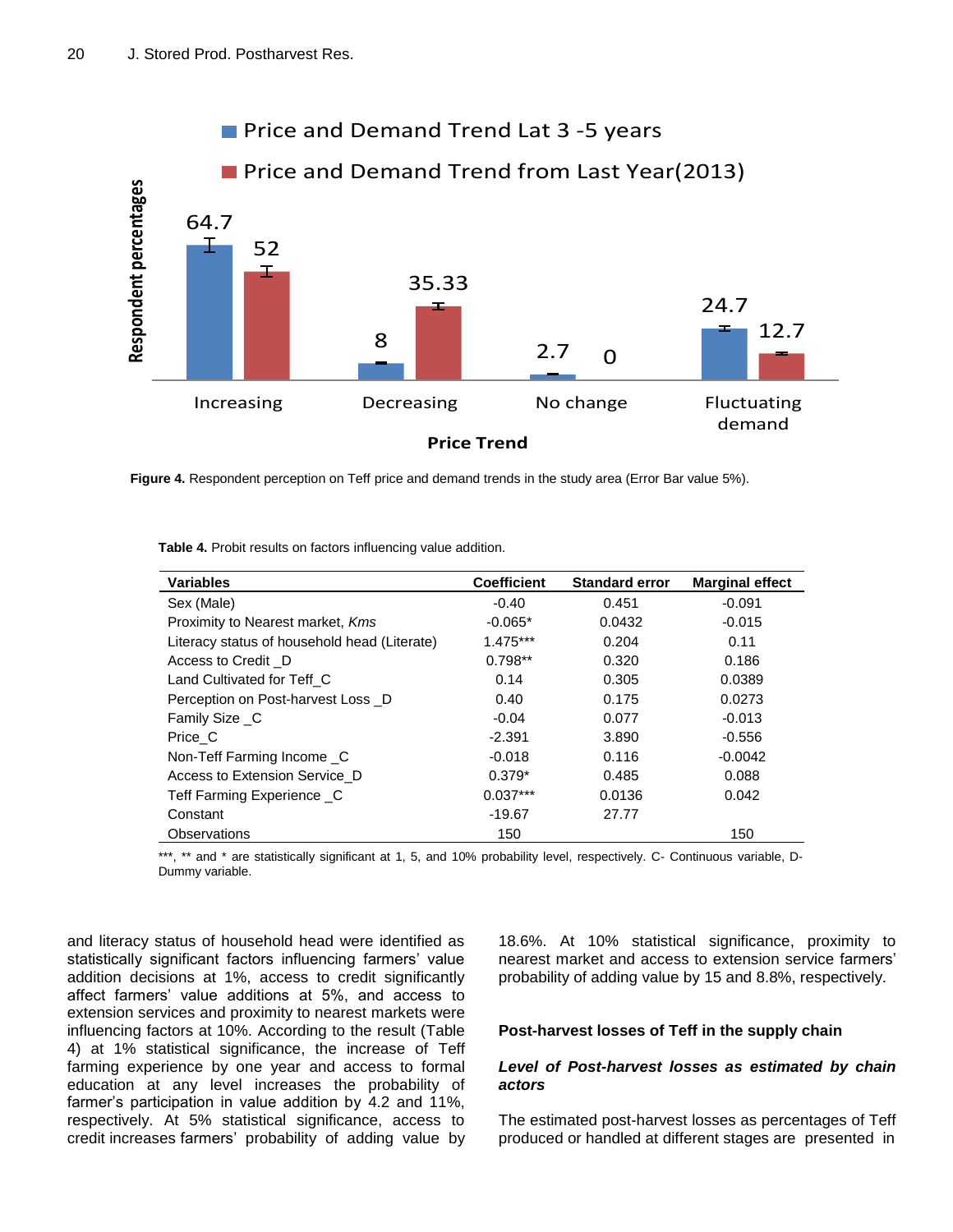**Figure 4.** Respondent perception on Teff price and demand trends in the study area (Error Bar value 5%).

**Table 4.** Probit results on factors influencing value addition.

| Variables | Coefficient | Standard error | Marginal effect |
|---|---|---|---|
| Sex (Male) | -0.40 | 0.451 | -0.091 |
| Proximity to Nearest market, *Kms* | -0.065* | 0.0432 | -0.015 |
| Literacy status of household head (Literate) | 1.475*** | 0.204 | 0.11 |
| Access to Credit _D | 0.798** | 0.320 | 0.186 |
| Land Cultivated for Teff_C | 0.14 | 0.305 | 0.0389 |
| Perception on Post-harvest Loss _D | 0.40 | 0.175 | 0.0273 |
| Family Size _C | -0.04 | 0.077 | -0.013 |
| Price_C | -2.391 | 3.890 | -0.556 |
| Non-Teff Farming Income _C | -0.018 | 0.116 | -0.0042 |
| Access to Extension Service_D | 0.379* | 0.485 | 0.088 |
| Teff Farming Experience _C | 0.037*** | 0.0136 | 0.042 |
| Constant | -19.67 | 27.77 | |
| Observations | 150 | | 150 |

***, ** and * are statistically significant at 1, 5, and 10% probability level, respectively. C- Continuous variable, D- Dummy variable.

and literacy status of household head were identified as statistically significant factors influencing farmers' value addition decisions at 1%, access to credit significantly affect farmers' value additions at 5%, and access to extension services and proximity to nearest markets were influencing factors at 10%. According to the result (Table 4) at 1% statistical significance, the increase of Teff farming experience by one year and access to formal education at any level increases the probability of farmer's participation in value addition by 4.2 and 11%, respectively. At 5% statistical significance, access to credit increases farmers' probability of adding value by 18.6%. At 10% statistical significance, proximity to nearest market and access to extension service farmers' probability of adding value by 15 and 8.8%, respectively.

## Post-harvest losses of Teff in the supply chain

### *Level of Post-harvest losses as estimated by chain actors*

The estimated post-harvest losses as percentages of Teff produced or handled at different stages are presented in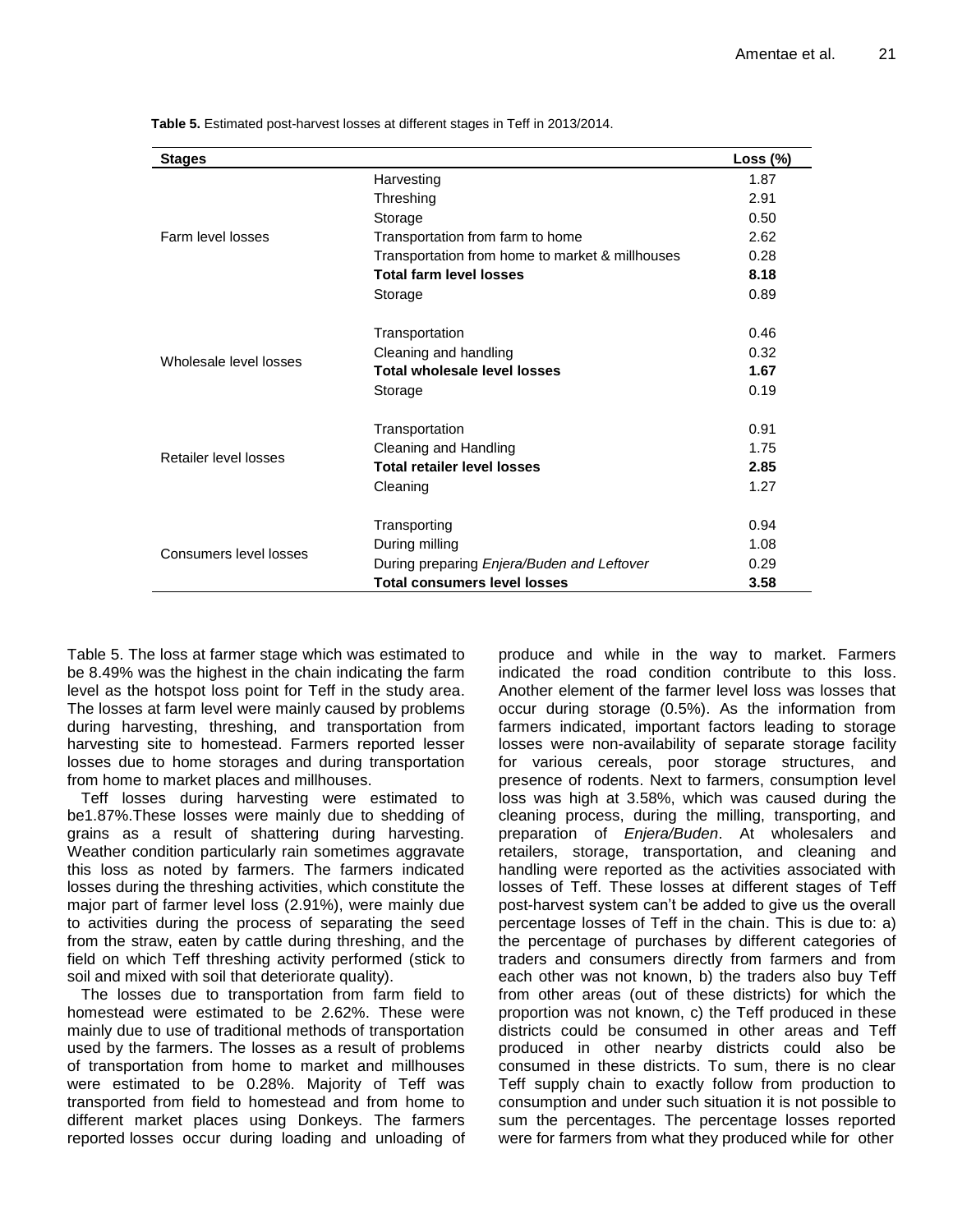**Table 5.** Estimated post-harvest losses at different stages in Teff in 2013/2014.

| Stages | | Loss (%) |
|---|---|---|
| Farm level losses | Harvesting | 1.87 |
| | Threshing | 2.91 |
| | Storage | 0.50 |
| | Transportation from farm to home | 2.62 |
| | Transportation from home to market & millhouses | 0.28 |
| | **Total farm level losses** | **8.18** |
| Wholesale level losses | Storage | 0.89 |
| | Transportation | 0.46 |
| | Cleaning and handling | 0.32 |
| | **Total wholesale level losses** | **1.67** |
| Retailer level losses | Storage | 0.19 |
| | Transportation | 0.91 |
| | Cleaning and Handling | 1.75 |
| | **Total retailer level losses** | **2.85** |
| Consumers level losses | Cleaning | 1.27 |
| | Transporting | 0.94 |
| | During milling | 1.08 |
| | During preparing *Enjera/Buden* and Leftover | 0.29 |
| | **Total consumers level losses** | **3.58** |

Table 5. The loss at farmer stage which was estimated to be 8.49% was the highest in the chain indicating the farm level as the hotspot loss point for Teff in the study area. The losses at farm level were mainly caused by problems during harvesting, threshing, and transportation from harvesting site to homestead. Farmers reported lesser losses due to home storages and during transportation from home to market places and millhouses.

Teff losses during harvesting were estimated to be1.87%.These losses were mainly due to shedding of grains as a result of shattering during harvesting. Weather condition particularly rain sometimes aggravate this loss as noted by farmers. The farmers indicated losses during the threshing activities, which constitute the major part of farmer level loss (2.91%), were mainly due to activities during the process of separating the seed from the straw, eaten by cattle during threshing, and the field on which Teff threshing activity performed (stick to soil and mixed with soil that deteriorate quality).

The losses due to transportation from farm field to homestead were estimated to be 2.62%. These were mainly due to use of traditional methods of transportation used by the farmers. The losses as a result of problems of transportation from home to market and millhouses were estimated to be 0.28%. Majority of Teff was transported from field to homestead and from home to different market places using Donkeys. The farmers reported losses occur during loading and unloading of produce and while in the way to market. Farmers indicated the road condition contribute to this loss. Another element of the farmer level loss was losses that occur during storage (0.5%). As the information from farmers indicated, important factors leading to storage losses were non-availability of separate storage facility for various cereals, poor storage structures, and presence of rodents. Next to farmers, consumption level loss was high at 3.58%, which was caused during the cleaning process, during the milling, transporting, and preparation of *Enjera/Buden*. At wholesalers and retailers, storage, transportation, and cleaning and handling were reported as the activities associated with losses of Teff. These losses at different stages of Teff post-harvest system can't be added to give us the overall percentage losses of Teff in the chain. This is due to: a) the percentage of purchases by different categories of traders and consumers directly from farmers and from each other was not known, b) the traders also buy Teff from other areas (out of these districts) for which the proportion was not known, c) the Teff produced in these districts could be consumed in other areas and Teff produced in other nearby districts could also be consumed in these districts. To sum, there is no clear Teff supply chain to exactly follow from production to consumption and under such situation it is not possible to sum the percentages. The percentage losses reported were for farmers from what they produced while for other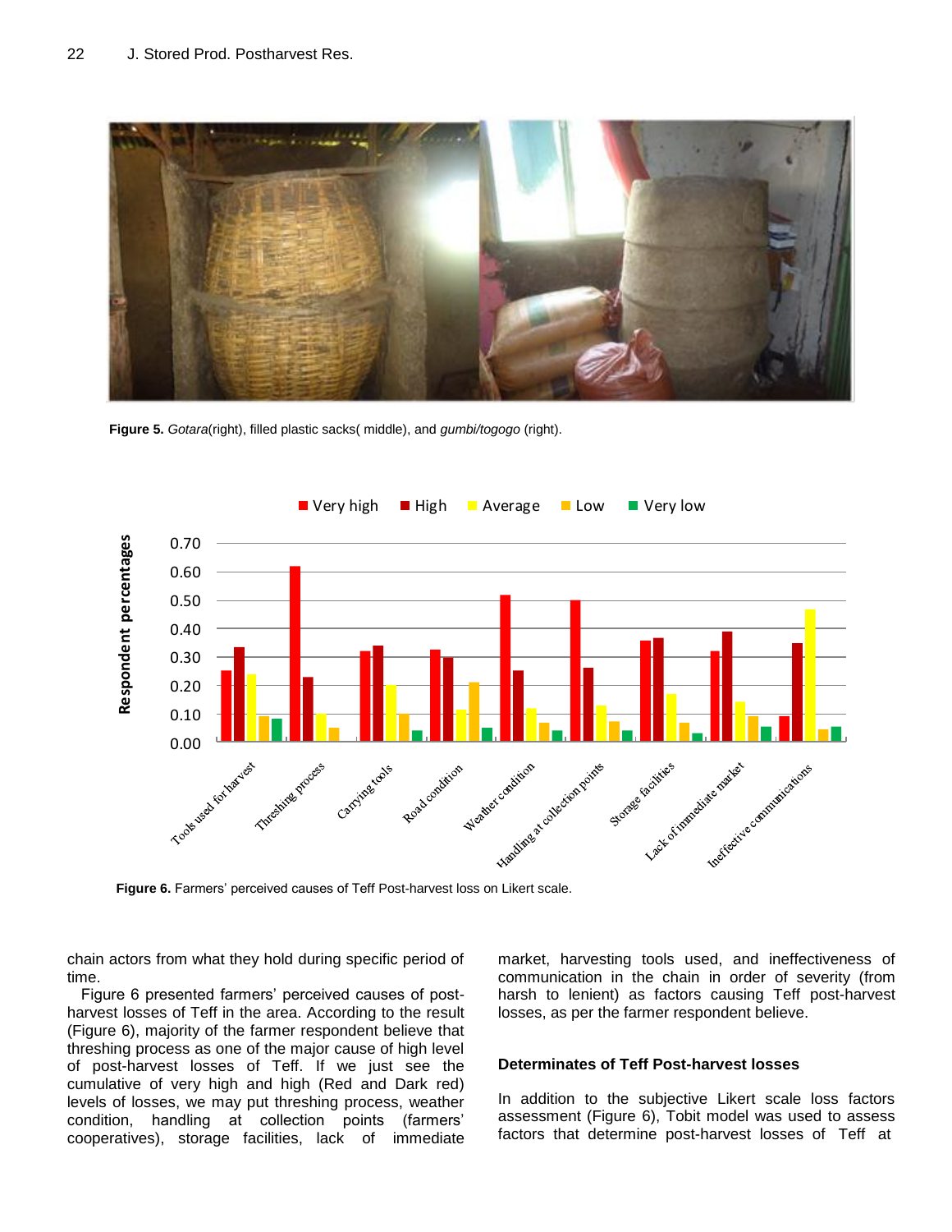Figure 5. *Gotara*(right), filled plastic sacks( middle), and *gumbi/togogo* (right).

Figure 6. Farmers' perceived causes of Teff Post-harvest loss on Likert scale.

chain actors from what they hold during specific period of time.

Figure 6 presented farmers' perceived causes of post-harvest losses of Teff in the area. According to the result (Figure 6), majority of the farmer respondent believe that threshing process as one of the major cause of high level of post-harvest losses of Teff. If we just see the cumulative of very high and high (Red and Dark red) levels of losses, we may put threshing process, weather condition, handling at collection points (farmers' cooperatives), storage facilities, lack of immediate market, harvesting tools used, and ineffectiveness of communication in the chain in order of severity (from harsh to lenient) as factors causing Teff post-harvest losses, as per the farmer respondent believe.

### Determinates of Teff Post-harvest losses

In addition to the subjective Likert scale loss factors assessment (Figure 6), Tobit model was used to assess factors that determine post-harvest losses of Teff at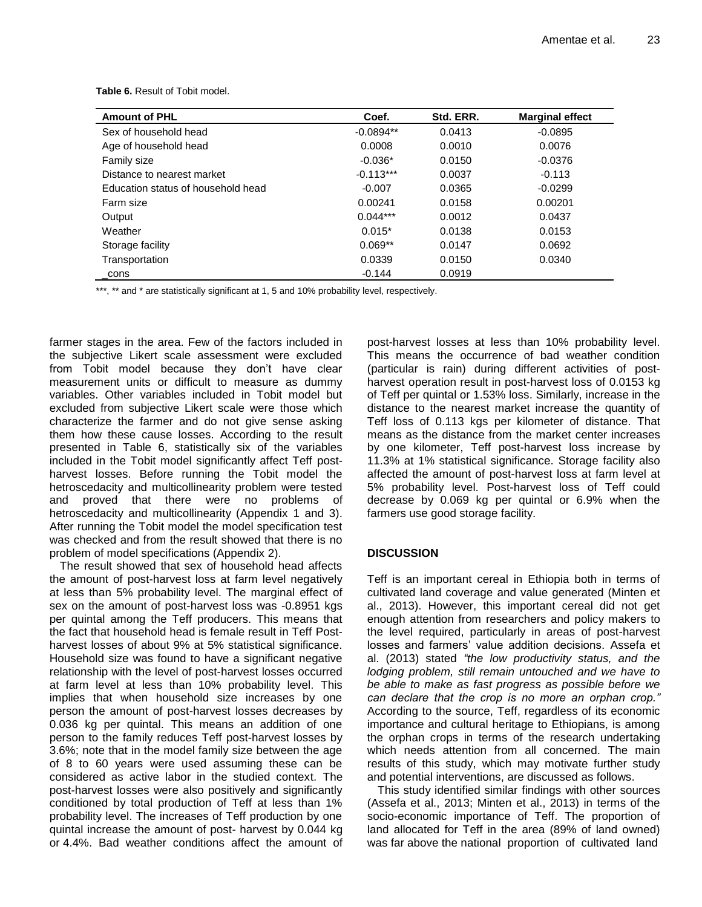**Table 6.** Result of Tobit model.

| Amount of PHL | Coef. | Std. ERR. | Marginal effect |
|---|---|---|---|
| Sex of household head | -0.0894** | 0.0413 | -0.0895 |
| Age of household head | 0.0008 | 0.0010 | 0.0076 |
| Family size | -0.036* | 0.0150 | -0.0376 |
| Distance to nearest market | -0.113*** | 0.0037 | -0.113 |
| Education status of household head | -0.007 | 0.0365 | -0.0299 |
| Farm size | 0.00241 | 0.0158 | 0.00201 |
| Output | 0.044*** | 0.0012 | 0.0437 |
| Weather | 0.015* | 0.0138 | 0.0153 |
| Storage facility | 0.069** | 0.0147 | 0.0692 |
| Transportation | 0.0339 | 0.0150 | 0.0340 |
| _cons | -0.144 | 0.0919 | |

***, ** and * are statistically significant at 1, 5 and 10% probability level, respectively.

farmer stages in the area. Few of the factors included in the subjective Likert scale assessment were excluded from Tobit model because they don't have clear measurement units or difficult to measure as dummy variables. Other variables included in Tobit model but excluded from subjective Likert scale were those which characterize the farmer and do not give sense asking them how these cause losses. According to the result presented in Table 6, statistically six of the variables included in the Tobit model significantly affect Teff post-harvest losses. Before running the Tobit model the hetroscedacity and multicollinearity problem were tested and proved that there were no problems of hetroscedacity and multicollinearity (Appendix 1 and 3). After running the Tobit model the model specification test was checked and from the result showed that there is no problem of model specifications (Appendix 2).

The result showed that sex of household head affects the amount of post-harvest loss at farm level negatively at less than 5% probability level. The marginal effect of sex on the amount of post-harvest loss was -0.8951 kgs per quintal among the Teff producers. This means that the fact that household head is female result in Teff Post-harvest losses of about 9% at 5% statistical significance. Household size was found to have a significant negative relationship with the level of post-harvest losses occurred at farm level at less than 10% probability level. This implies that when household size increases by one person the amount of post-harvest losses decreases by 0.036 kg per quintal. This means an addition of one person to the family reduces Teff post-harvest losses by 3.6%; note that in the model family size between the age of 8 to 60 years were used assuming these can be considered as active labor in the studied context. The post-harvest losses were also positively and significantly conditioned by total production of Teff at less than 1% probability level. The increases of Teff production by one quintal increase the amount of post- harvest by 0.044 kg or 4.4%. Bad weather conditions affect the amount of post-harvest losses at less than 10% probability level. This means the occurrence of bad weather condition (particular is rain) during different activities of post-harvest operation result in post-harvest loss of 0.0153 kg of Teff per quintal or 1.53% loss. Similarly, increase in the distance to the nearest market increase the quantity of Teff loss of 0.113 kgs per kilometer of distance. That means as the distance from the market center increases by one kilometer, Teff post-harvest loss increase by 11.3% at 1% statistical significance. Storage facility also affected the amount of post-harvest loss at farm level at 5% probability level. Post-harvest loss of Teff could decrease by 0.069 kg per quintal or 6.9% when the farmers use good storage facility.

## DISCUSSION

Teff is an important cereal in Ethiopia both in terms of cultivated land coverage and value generated (Minten et al., 2013). However, this important cereal did not get enough attention from researchers and policy makers to the level required, particularly in areas of post-harvest losses and farmers' value addition decisions. Assefa et al. (2013) stated *"the low productivity status, and the lodging problem, still remain untouched and we have to be able to make as fast progress as possible before we can declare that the crop is no more an orphan crop."* According to the source, Teff, regardless of its economic importance and cultural heritage to Ethiopians, is among the orphan crops in terms of the research undertaking which needs attention from all concerned. The main results of this study, which may motivate further study and potential interventions, are discussed as follows.

This study identified similar findings with other sources (Assefa et al., 2013; Minten et al., 2013) in terms of the socio-economic importance of Teff. The proportion of land allocated for Teff in the area (89% of land owned) was far above the national proportion of cultivated land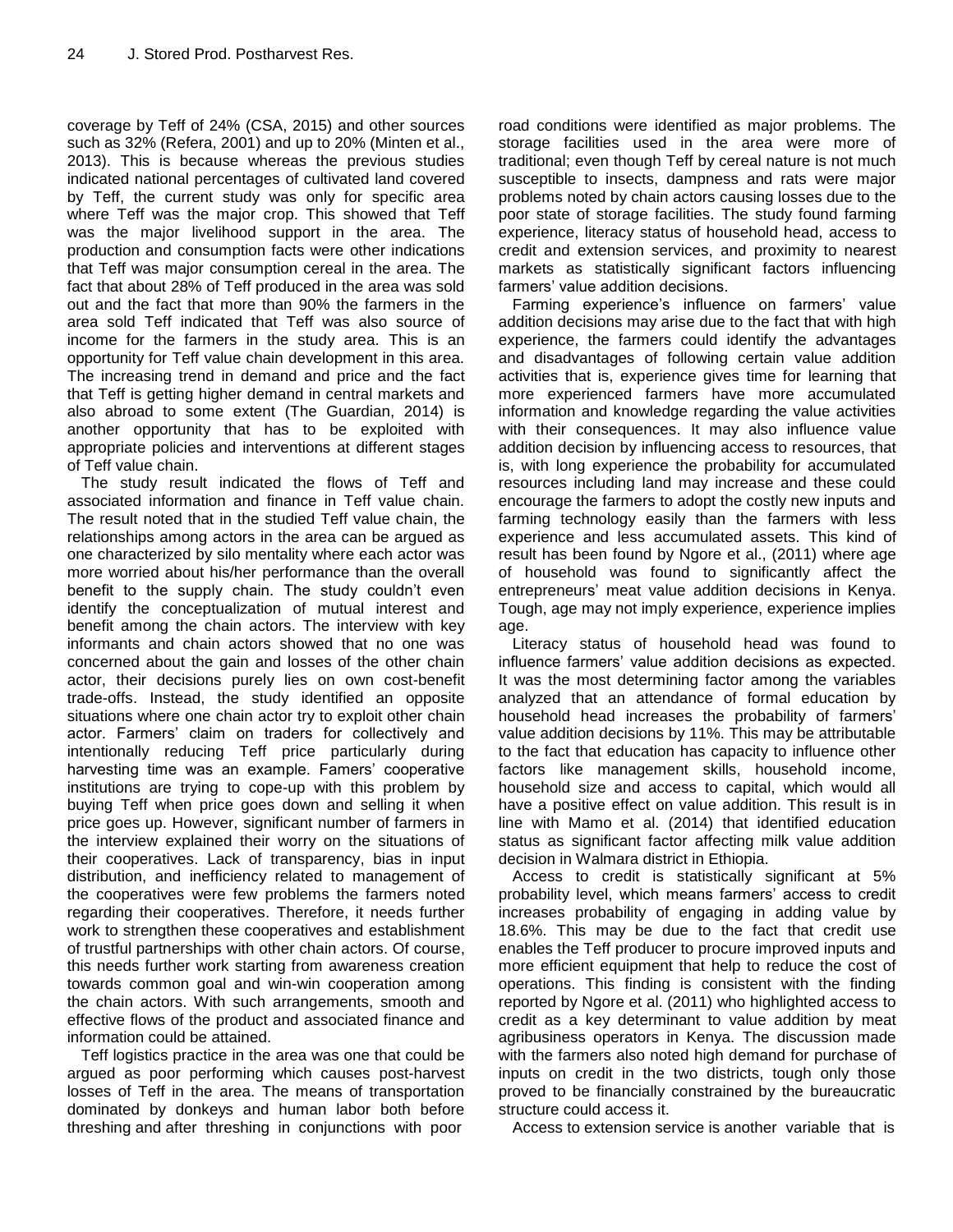coverage by Teff of 24% (CSA, 2015) and other sources such as 32% (Refera, 2001) and up to 20% (Minten et al., 2013). This is because whereas the previous studies indicated national percentages of cultivated land covered by Teff, the current study was only for specific area where Teff was the major crop. This showed that Teff was the major livelihood support in the area. The production and consumption facts were other indications that Teff was major consumption cereal in the area. The fact that about 28% of Teff produced in the area was sold out and the fact that more than 90% the farmers in the area sold Teff indicated that Teff was also source of income for the farmers in the study area. This is an opportunity for Teff value chain development in this area. The increasing trend in demand and price and the fact that Teff is getting higher demand in central markets and also abroad to some extent (The Guardian, 2014) is another opportunity that has to be exploited with appropriate policies and interventions at different stages of Teff value chain.

The study result indicated the flows of Teff and associated information and finance in Teff value chain. The result noted that in the studied Teff value chain, the relationships among actors in the area can be argued as one characterized by silo mentality where each actor was more worried about his/her performance than the overall benefit to the supply chain. The study couldn't even identify the conceptualization of mutual interest and benefit among the chain actors. The interview with key informants and chain actors showed that no one was concerned about the gain and losses of the other chain actor, their decisions purely lies on own cost-benefit trade-offs. Instead, the study identified an opposite situations where one chain actor try to exploit other chain actor. Farmers' claim on traders for collectively and intentionally reducing Teff price particularly during harvesting time was an example. Famers' cooperative institutions are trying to cope-up with this problem by buying Teff when price goes down and selling it when price goes up. However, significant number of farmers in the interview explained their worry on the situations of their cooperatives. Lack of transparency, bias in input distribution, and inefficiency related to management of the cooperatives were few problems the farmers noted regarding their cooperatives. Therefore, it needs further work to strengthen these cooperatives and establishment of trustful partnerships with other chain actors. Of course, this needs further work starting from awareness creation towards common goal and win-win cooperation among the chain actors. With such arrangements, smooth and effective flows of the product and associated finance and information could be attained.

Teff logistics practice in the area was one that could be argued as poor performing which causes post-harvest losses of Teff in the area. The means of transportation dominated by donkeys and human labor both before threshing and after threshing in conjunctions with poor road conditions were identified as major problems. The storage facilities used in the area were more of traditional; even though Teff by cereal nature is not much susceptible to insects, dampness and rats were major problems noted by chain actors causing losses due to the poor state of storage facilities. The study found farming experience, literacy status of household head, access to credit and extension services, and proximity to nearest markets as statistically significant factors influencing farmers' value addition decisions.

Farming experience's influence on farmers' value addition decisions may arise due to the fact that with high experience, the farmers could identify the advantages and disadvantages of following certain value addition activities that is, experience gives time for learning that more experienced farmers have more accumulated information and knowledge regarding the value activities with their consequences. It may also influence value addition decision by influencing access to resources, that is, with long experience the probability for accumulated resources including land may increase and these could encourage the farmers to adopt the costly new inputs and farming technology easily than the farmers with less experience and less accumulated assets. This kind of result has been found by Ngore et al., (2011) where age of household was found to significantly affect the entrepreneurs' meat value addition decisions in Kenya. Tough, age may not imply experience, experience implies age.

Literacy status of household head was found to influence farmers' value addition decisions as expected. It was the most determining factor among the variables analyzed that an attendance of formal education by household head increases the probability of farmers' value addition decisions by 11%. This may be attributable to the fact that education has capacity to influence other factors like management skills, household income, household size and access to capital, which would all have a positive effect on value addition. This result is in line with Mamo et al. (2014) that identified education status as significant factor affecting milk value addition decision in Walmara district in Ethiopia.

Access to credit is statistically significant at 5% probability level, which means farmers' access to credit increases probability of engaging in adding value by 18.6%. This may be due to the fact that credit use enables the Teff producer to procure improved inputs and more efficient equipment that help to reduce the cost of operations. This finding is consistent with the finding reported by Ngore et al. (2011) who highlighted access to credit as a key determinant to value addition by meat agribusiness operators in Kenya. The discussion made with the farmers also noted high demand for purchase of inputs on credit in the two districts, tough only those proved to be financially constrained by the bureaucratic structure could access it.

Access to extension service is another variable that is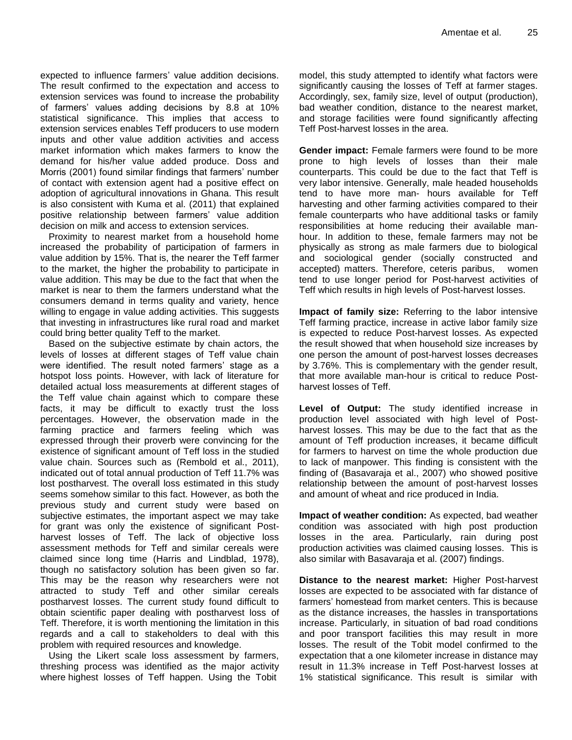expected to influence farmers' value addition decisions. The result confirmed to the expectation and access to extension services was found to increase the probability of farmers' values adding decisions by 8.8 at 10% statistical significance. This implies that access to extension services enables Teff producers to use modern inputs and other value addition activities and access market information which makes farmers to know the demand for his/her value added produce. Doss and Morris (2001) found similar findings that farmers' number of contact with extension agent had a positive effect on adoption of agricultural innovations in Ghana. This result is also consistent with Kuma et al. (2011) that explained positive relationship between farmers' value addition decision on milk and access to extension services.

Proximity to nearest market from a household home increased the probability of participation of farmers in value addition by 15%. That is, the nearer the Teff farmer to the market, the higher the probability to participate in value addition. This may be due to the fact that when the market is near to them the farmers understand what the consumers demand in terms quality and variety, hence willing to engage in value adding activities. This suggests that investing in infrastructures like rural road and market could bring better quality Teff to the market.

Based on the subjective estimate by chain actors, the levels of losses at different stages of Teff value chain were identified. The result noted farmers' stage as a hotspot loss points. However, with lack of literature for detailed actual loss measurements at different stages of the Teff value chain against which to compare these facts, it may be difficult to exactly trust the loss percentages. However, the observation made in the farming practice and farmers feeling which was expressed through their proverb were convincing for the existence of significant amount of Teff loss in the studied value chain. Sources such as (Rembold et al., 2011), indicated out of total annual production of Teff 11.7% was lost postharvest. The overall loss estimated in this study seems somehow similar to this fact. However, as both the previous study and current study were based on subjective estimates, the important aspect we may take for grant was only the existence of significant Post-harvest losses of Teff. The lack of objective loss assessment methods for Teff and similar cereals were claimed since long time (Harris and Lindblad, 1978), though no satisfactory solution has been given so far. This may be the reason why researchers were not attracted to study Teff and other similar cereals postharvest losses. The current study found difficult to obtain scientific paper dealing with postharvest loss of Teff. Therefore, it is worth mentioning the limitation in this regards and a call to stakeholders to deal with this problem with required resources and knowledge.

Using the Likert scale loss assessment by farmers, threshing process was identified as the major activity where highest losses of Teff happen. Using the Tobit model, this study attempted to identify what factors were significantly causing the losses of Teff at farmer stages. Accordingly, sex, family size, level of output (production), bad weather condition, distance to the nearest market, and storage facilities were found significantly affecting Teff Post-harvest losses in the area.

**Gender impact:** Female farmers were found to be more prone to high levels of losses than their male counterparts. This could be due to the fact that Teff is very labor intensive. Generally, male headed households tend to have more man- hours available for Teff harvesting and other farming activities compared to their female counterparts who have additional tasks or family responsibilities at home reducing their available man-hour. In addition to these, female farmers may not be physically as strong as male farmers due to biological and sociological gender (socially constructed and accepted) matters. Therefore, ceteris paribus, women tend to use longer period for Post-harvest activities of Teff which results in high levels of Post-harvest losses.

**Impact of family size:** Referring to the labor intensive Teff farming practice, increase in active labor family size is expected to reduce Post-harvest losses. As expected the result showed that when household size increases by one person the amount of post-harvest losses decreases by 3.76%. This is complementary with the gender result, that more available man-hour is critical to reduce Post-harvest losses of Teff.

**Level of Output:** The study identified increase in production level associated with high level of Post-harvest losses. This may be due to the fact that as the amount of Teff production increases, it became difficult for farmers to harvest on time the whole production due to lack of manpower. This finding is consistent with the finding of (Basavaraja et al., 2007) who showed positive relationship between the amount of post-harvest losses and amount of wheat and rice produced in India.

**Impact of weather condition:** As expected, bad weather condition was associated with high post production losses in the area. Particularly, rain during post production activities was claimed causing losses. This is also similar with Basavaraja et al. (2007) findings.

**Distance to the nearest market:** Higher Post-harvest losses are expected to be associated with far distance of farmers' homestead from market centers. This is because as the distance increases, the hassles in transportations increase. Particularly, in situation of bad road conditions and poor transport facilities this may result in more losses. The result of the Tobit model confirmed to the expectation that a one kilometer increase in distance may result in 11.3% increase in Teff Post-harvest losses at 1% statistical significance. This result is similar with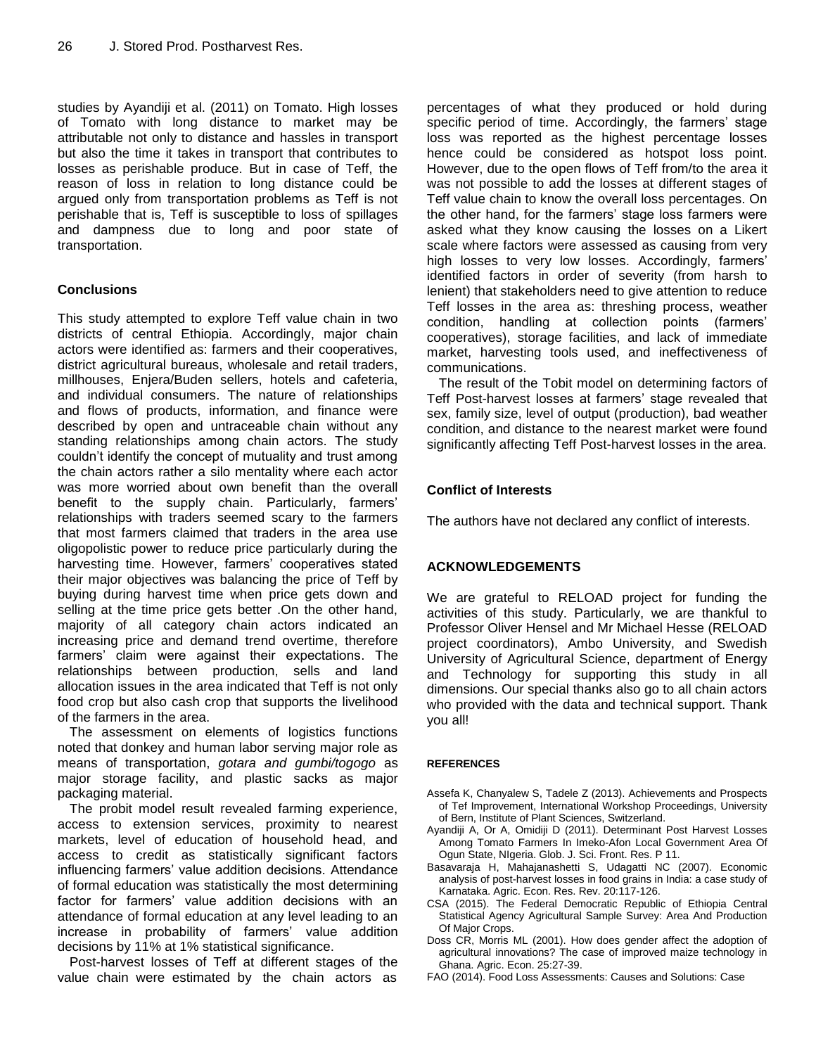studies by Ayandiji et al. (2011) on Tomato. High losses of Tomato with long distance to market may be attributable not only to distance and hassles in transport but also the time it takes in transport that contributes to losses as perishable produce. But in case of Teff, the reason of loss in relation to long distance could be argued only from transportation problems as Teff is not perishable that is, Teff is susceptible to loss of spillages and dampness due to long and poor state of transportation.

## Conclusions

This study attempted to explore Teff value chain in two districts of central Ethiopia. Accordingly, major chain actors were identified as: farmers and their cooperatives, district agricultural bureaus, wholesale and retail traders, millhouses, Enjera/Buden sellers, hotels and cafeteria, and individual consumers. The nature of relationships and flows of products, information, and finance were described by open and untraceable chain without any standing relationships among chain actors. The study couldn't identify the concept of mutuality and trust among the chain actors rather a silo mentality where each actor was more worried about own benefit than the overall benefit to the supply chain. Particularly, farmers' relationships with traders seemed scary to the farmers that most farmers claimed that traders in the area use oligopolistic power to reduce price particularly during the harvesting time. However, farmers' cooperatives stated their major objectives was balancing the price of Teff by buying during harvest time when price gets down and selling at the time price gets better .On the other hand, majority of all category chain actors indicated an increasing price and demand trend overtime, therefore farmers' claim were against their expectations. The relationships between production, sells and land allocation issues in the area indicated that Teff is not only food crop but also cash crop that supports the livelihood of the farmers in the area.

The assessment on elements of logistics functions noted that donkey and human labor serving major role as means of transportation, *gotara and gumbi/togogo* as major storage facility, and plastic sacks as major packaging material.

The probit model result revealed farming experience, access to extension services, proximity to nearest markets, level of education of household head, and access to credit as statistically significant factors influencing farmers' value addition decisions. Attendance of formal education was statistically the most determining factor for farmers' value addition decisions with an attendance of formal education at any level leading to an increase in probability of farmers' value addition decisions by 11% at 1% statistical significance.

Post-harvest losses of Teff at different stages of the value chain were estimated by the chain actors as percentages of what they produced or hold during specific period of time. Accordingly, the farmers' stage loss was reported as the highest percentage losses hence could be considered as hotspot loss point. However, due to the open flows of Teff from/to the area it was not possible to add the losses at different stages of Teff value chain to know the overall loss percentages. On the other hand, for the farmers' stage loss farmers were asked what they know causing the losses on a Likert scale where factors were assessed as causing from very high losses to very low losses. Accordingly, farmers' identified factors in order of severity (from harsh to lenient) that stakeholders need to give attention to reduce Teff losses in the area as: threshing process, weather condition, handling at collection points (farmers' cooperatives), storage facilities, and lack of immediate market, harvesting tools used, and ineffectiveness of communications.

The result of the Tobit model on determining factors of Teff Post-harvest losses at farmers' stage revealed that sex, family size, level of output (production), bad weather condition, and distance to the nearest market were found significantly affecting Teff Post-harvest losses in the area.

## Conflict of Interests

The authors have not declared any conflict of interests.

## ACKNOWLEDGEMENTS

We are grateful to RELOAD project for funding the activities of this study. Particularly, we are thankful to Professor Oliver Hensel and Mr Michael Hesse (RELOAD project coordinators), Ambo University, and Swedish University of Agricultural Science, department of Energy and Technology for supporting this study in all dimensions. Our special thanks also go to all chain actors who provided with the data and technical support. Thank you all!

## REFERENCES

Assefa K, Chanyalew S, Tadele Z (2013). Achievements and Prospects of Tef Improvement, International Workshop Proceedings, University of Bern, Institute of Plant Sciences, Switzerland.

Ayandiji A, Or A, Omidiji D (2011). Determinant Post Harvest Losses Among Tomato Farmers In Imeko-Afon Local Government Area Of Ogun State, NIgeria. Glob. J. Sci. Front. Res. P 11.

Basavaraja H, Mahajanashetti S, Udagatti NC (2007). Economic analysis of post-harvest losses in food grains in India: a case study of Karnataka. Agric. Econ. Res. Rev. 20:117-126.

CSA (2015). The Federal Democratic Republic of Ethiopia Central Statistical Agency Agricultural Sample Survey: Area And Production Of Major Crops.

Doss CR, Morris ML (2001). How does gender affect the adoption of agricultural innovations? The case of improved maize technology in Ghana. Agric. Econ. 25:27-39.

FAO (2014). Food Loss Assessments: Causes and Solutions: Case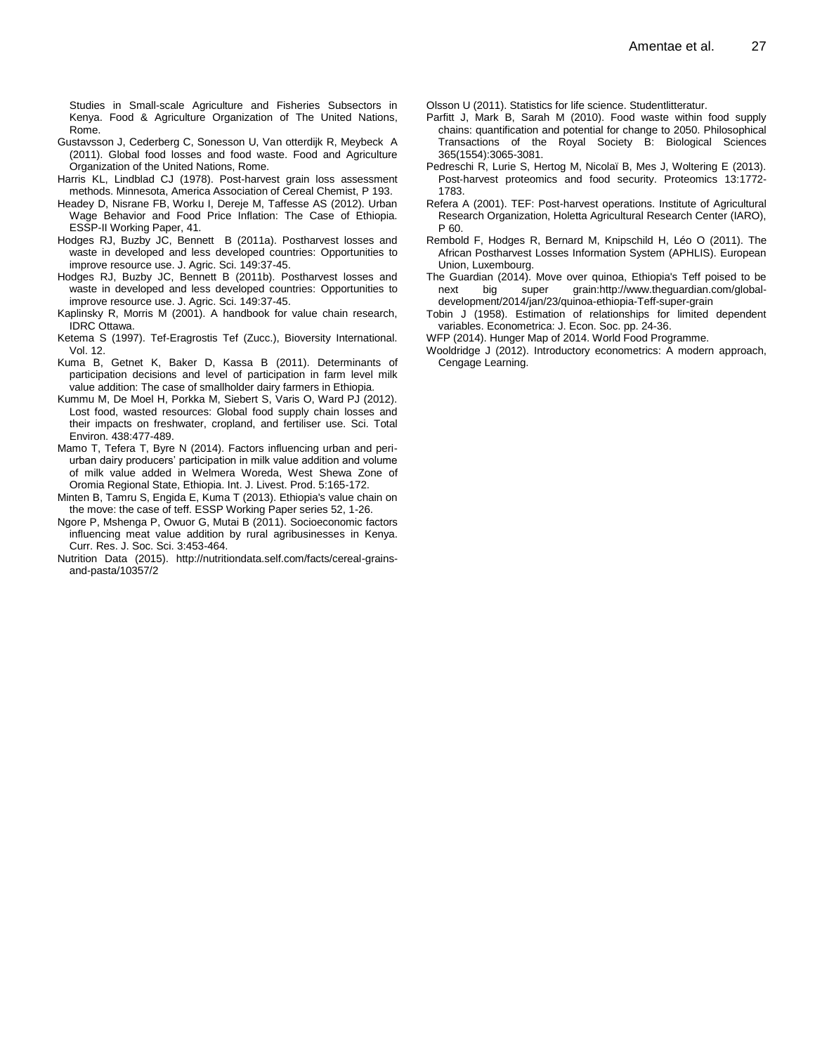Studies in Small-scale Agriculture and Fisheries Subsectors in Kenya. Food & Agriculture Organization of The United Nations, Rome.

Gustavsson J, Cederberg C, Sonesson U, Van otterdijk R, Meybeck A (2011). Global food losses and food waste. Food and Agriculture Organization of the United Nations, Rome.

Harris KL, Lindblad CJ (1978). Post-harvest grain loss assessment methods. Minnesota, America Association of Cereal Chemist, P 193.

Headey D, Nisrane FB, Worku I, Dereje M, Taffesse AS (2012). Urban Wage Behavior and Food Price Inflation: The Case of Ethiopia. ESSP-II Working Paper, 41.

Hodges RJ, Buzby JC, Bennett B (2011a). Postharvest losses and waste in developed and less developed countries: Opportunities to improve resource use. J. Agric. Sci. 149:37-45.

Hodges RJ, Buzby JC, Bennett B (2011b). Postharvest losses and waste in developed and less developed countries: Opportunities to improve resource use. J. Agric. Sci. 149:37-45.

Kaplinsky R, Morris M (2001). A handbook for value chain research, IDRC Ottawa.

Ketema S (1997). Tef-Eragrostis Tef (Zucc.), Bioversity International. Vol. 12.

Kuma B, Getnet K, Baker D, Kassa B (2011). Determinants of participation decisions and level of participation in farm level milk value addition: The case of smallholder dairy farmers in Ethiopia.

Kummu M, De Moel H, Porkka M, Siebert S, Varis O, Ward PJ (2012). Lost food, wasted resources: Global food supply chain losses and their impacts on freshwater, cropland, and fertiliser use. Sci. Total Environ. 438:477-489.

Mamo T, Tefera T, Byre N (2014). Factors influencing urban and peri-urban dairy producers' participation in milk value addition and volume of milk value added in Welmera Woreda, West Shewa Zone of Oromia Regional State, Ethiopia. Int. J. Livest. Prod. 5:165-172.

Minten B, Tamru S, Engida E, Kuma T (2013). Ethiopia's value chain on the move: the case of teff. ESSP Working Paper series 52, 1-26.

Ngore P, Mshenga P, Owuor G, Mutai B (2011). Socioeconomic factors influencing meat value addition by rural agribusinesses in Kenya. Curr. Res. J. Soc. Sci. 3:453-464.

Nutrition Data (2015). http://nutritiondata.self.com/facts/cereal-grains-and-pasta/10357/2

Olsson U (2011). Statistics for life science. Studentlitteratur.

Parfitt J, Mark B, Sarah M (2010). Food waste within food supply chains: quantification and potential for change to 2050. Philosophical Transactions of the Royal Society B: Biological Sciences 365(1554):3065-3081.

Pedreschi R, Lurie S, Hertog M, Nicolaï B, Mes J, Woltering E (2013). Post-harvest proteomics and food security. Proteomics 13:1772-1783.

Refera A (2001). TEF: Post-harvest operations. Institute of Agricultural Research Organization, Holetta Agricultural Research Center (IARO), P 60.

Rembold F, Hodges R, Bernard M, Knipschild H, Léo O (2011). The African Postharvest Losses Information System (APHLIS). European Union, Luxembourg.

The Guardian (2014). Move over quinoa, Ethiopia's Teff poised to be next big super grain:http://www.theguardian.com/global-development/2014/jan/23/quinoa-ethiopia-Teff-super-grain

Tobin J (1958). Estimation of relationships for limited dependent variables. Econometrica: J. Econ. Soc. pp. 24-36.

WFP (2014). Hunger Map of 2014. World Food Programme.

Wooldridge J (2012). Introductory econometrics: A modern approach, Cengage Learning.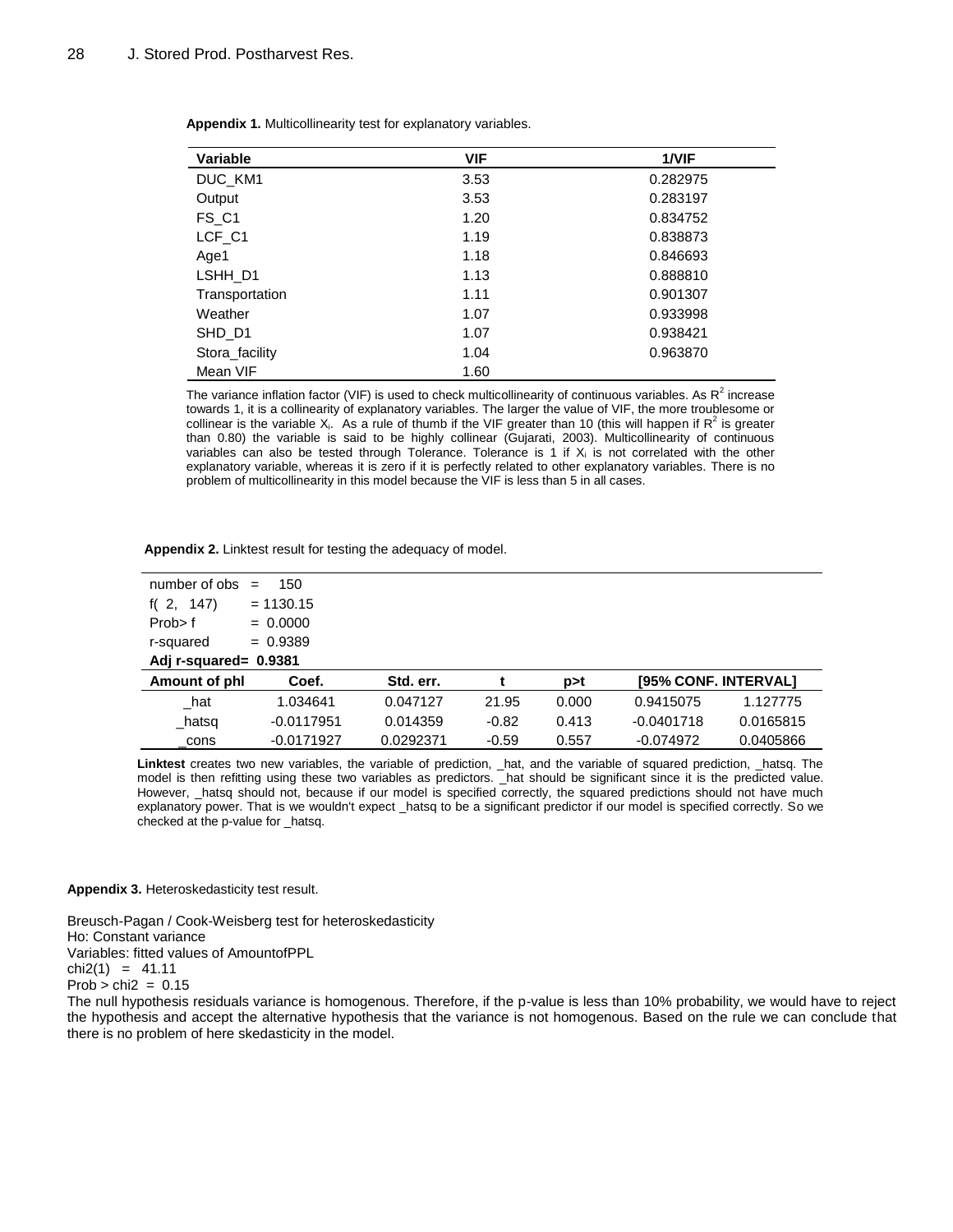**Appendix 1.** Multicollinearity test for explanatory variables.

| Variable | VIF | 1/VIF |
|---|---|---|
| DUC_KM1 | 3.53 | 0.282975 |
| Output | 3.53 | 0.283197 |
| FS_C1 | 1.20 | 0.834752 |
| LCF_C1 | 1.19 | 0.838873 |
| Age1 | 1.18 | 0.846693 |
| LSHH_D1 | 1.13 | 0.888810 |
| Transportation | 1.11 | 0.901307 |
| Weather | 1.07 | 0.933998 |
| SHD_D1 | 1.07 | 0.938421 |
| Stora_facility | 1.04 | 0.963870 |
| Mean VIF | 1.60 | |

The variance inflation factor (VIF) is used to check multicollinearity of continuous variables. As $R^2$ increase towards 1, it is a collinearity of explanatory variables. The larger the value of VIF, the more troublesome or collinear is the variable $X_i$. As a rule of thumb if the VIF greater than 10 (this will happen if $R^2$ is greater than 0.80) the variable is said to be highly collinear (Gujarati, 2003). Multicollinearity of continuous variables can also be tested through Tolerance. Tolerance is 1 if $X_i$ is not correlated with the other explanatory variable, whereas it is zero if it is perfectly related to other explanatory variables. There is no problem of multicollinearity in this model because the VIF is less than 5 in all cases.

**Appendix 2.** Linktest result for testing the adequacy of model.

number of obs = 150
f( 2, 147) = 1130.15
Prob> f = 0.0000
r-squared = 0.9389
**Adj r-squared= 0.9381**

| Amount of phl | Coef. | Std. err. | t | p>t | [95% CONF. INTERVAL] | |
|---|---|---|---|---|---|---|
| _hat | 1.034641 | 0.047127 | 21.95 | 0.000 | 0.9415075 | 1.127775 |
| _hatsq | -0.0117951 | 0.014359 | -0.82 | 0.413 | -0.0401718 | 0.0165815 |
| _cons | -0.0171927 | 0.0292371 | -0.59 | 0.557 | -0.074972 | 0.0405866 |

**Linktest** creates two new variables, the variable of prediction, _hat, and the variable of squared prediction, _hatsq. The model is then refitting using these two variables as predictors. _hat should be significant since it is the predicted value. However, _hatsq should not, because if our model is specified correctly, the squared predictions should not have much explanatory power. That is we wouldn't expect _hatsq to be a significant predictor if our model is specified correctly. So we checked at the p-value for _hatsq.

**Appendix 3.** Heteroskedasticity test result.

Breusch-Pagan / Cook-Weisberg test for heteroskedasticity
Ho: Constant variance
Variables: fitted values of AmountofPPL
chi2(1) = 41.11
Prob > chi2 = 0.15

The null hypothesis residuals variance is homogenous. Therefore, if the p-value is less than 10% probability, we would have to reject the hypothesis and accept the alternative hypothesis that the variance is not homogenous. Based on the rule we can conclude that there is no problem of here skedasticity in the model.